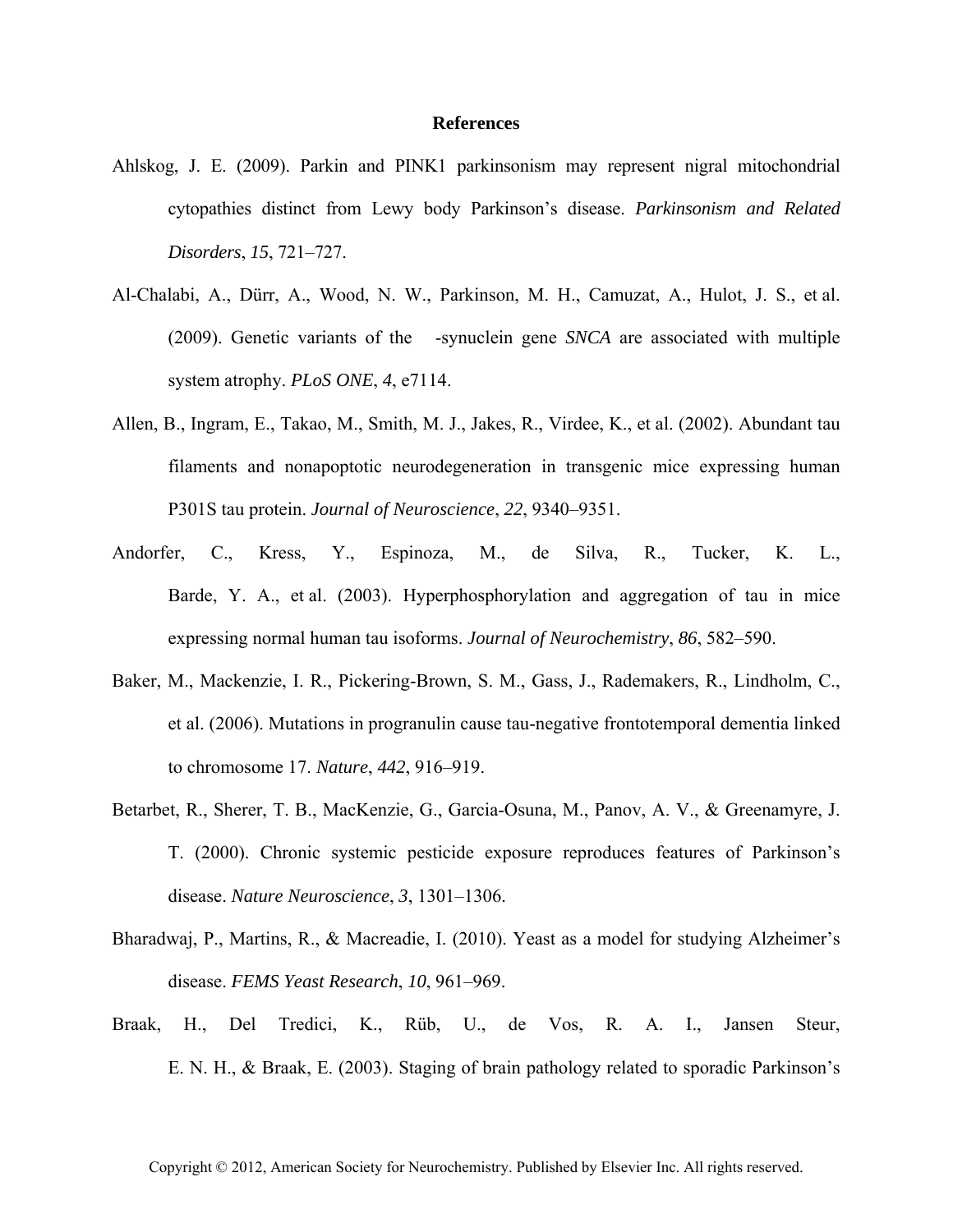# References

Ahlskog, J. E. (2009). Parkin and PINK1 parkinsonism may represent nigral mitochondrial cytopathies distinct from Lewy body Parkinson's disease. *Parkinsonism and Related Disorders*, *15*, 721–727.

Al-Chalabi, A., Dürr, A., Wood, N. W., Parkinson, M. H., Camuzat, A., Hulot, J. S., et al. (2009). Genetic variants of the -synuclein gene *SNCA* are associated with multiple system atrophy. *PLoS ONE*, *4*, e7114.

Allen, B., Ingram, E., Takao, M., Smith, M. J., Jakes, R., Virdee, K., et al. (2002). Abundant tau filaments and nonapoptotic neurodegeneration in transgenic mice expressing human P301S tau protein. *Journal of Neuroscience*, *22*, 9340–9351.

Andorfer, C., Kress, Y., Espinoza, M., de Silva, R., Tucker, K. L., Barde, Y. A., et al. (2003). Hyperphosphorylation and aggregation of tau in mice expressing normal human tau isoforms. *Journal of Neurochemistry*, *86*, 582–590.

Baker, M., Mackenzie, I. R., Pickering-Brown, S. M., Gass, J., Rademakers, R., Lindholm, C., et al. (2006). Mutations in progranulin cause tau-negative frontotemporal dementia linked to chromosome 17. *Nature*, *442*, 916–919.

Betarbet, R., Sherer, T. B., MacKenzie, G., Garcia-Osuna, M., Panov, A. V., & Greenamyre, J. T. (2000). Chronic systemic pesticide exposure reproduces features of Parkinson's disease. *Nature Neuroscience*, *3*, 1301–1306.

Bharadwaj, P., Martins, R., & Macreadie, I. (2010). Yeast as a model for studying Alzheimer's disease. *FEMS Yeast Research*, *10*, 961–969.

Braak, H., Del Tredici, K., Rüb, U., de Vos, R. A. I., Jansen Steur, E. N. H., & Braak, E. (2003). Staging of brain pathology related to sporadic Parkinson's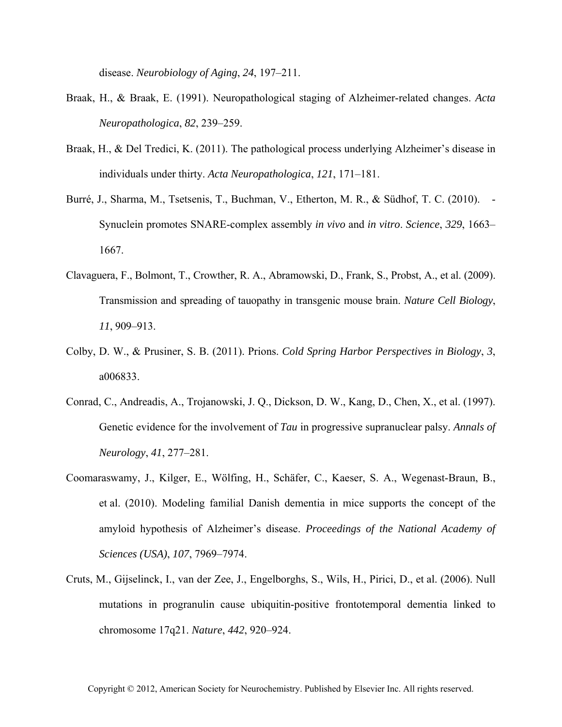disease. *Neurobiology of Aging*, *24*, 197–211.

Braak, H., & Braak, E. (1991). Neuropathological staging of Alzheimer-related changes. *Acta Neuropathologica*, *82*, 239–259.

Braak, H., & Del Tredici, K. (2011). The pathological process underlying Alzheimer's disease in individuals under thirty. *Acta Neuropathologica*, *121*, 171–181.

Burré, J., Sharma, M., Tsetsenis, T., Buchman, V., Etherton, M. R., & Südhof, T. C. (2010). -Synuclein promotes SNARE-complex assembly *in vivo* and *in vitro*. *Science*, *329*, 1663–1667.

Clavaguera, F., Bolmont, T., Crowther, R. A., Abramowski, D., Frank, S., Probst, A., et al. (2009). Transmission and spreading of tauopathy in transgenic mouse brain. *Nature Cell Biology*, *11*, 909–913.

Colby, D. W., & Prusiner, S. B. (2011). Prions. *Cold Spring Harbor Perspectives in Biology*, *3*, a006833.

Conrad, C., Andreadis, A., Trojanowski, J. Q., Dickson, D. W., Kang, D., Chen, X., et al. (1997). Genetic evidence for the involvement of *Tau* in progressive supranuclear palsy. *Annals of Neurology*, *41*, 277–281.

Coomaraswamy, J., Kilger, E., Wölfing, H., Schäfer, C., Kaeser, S. A., Wegenast-Braun, B., et al. (2010). Modeling familial Danish dementia in mice supports the concept of the amyloid hypothesis of Alzheimer's disease. *Proceedings of the National Academy of Sciences (USA)*, *107*, 7969–7974.

Cruts, M., Gijselinck, I., van der Zee, J., Engelborghs, S., Wils, H., Pirici, D., et al. (2006). Null mutations in progranulin cause ubiquitin-positive frontotemporal dementia linked to chromosome 17q21. *Nature*, *442*, 920–924.

Copyright © 2012, American Society for Neurochemistry. Published by Elsevier Inc. All rights reserved.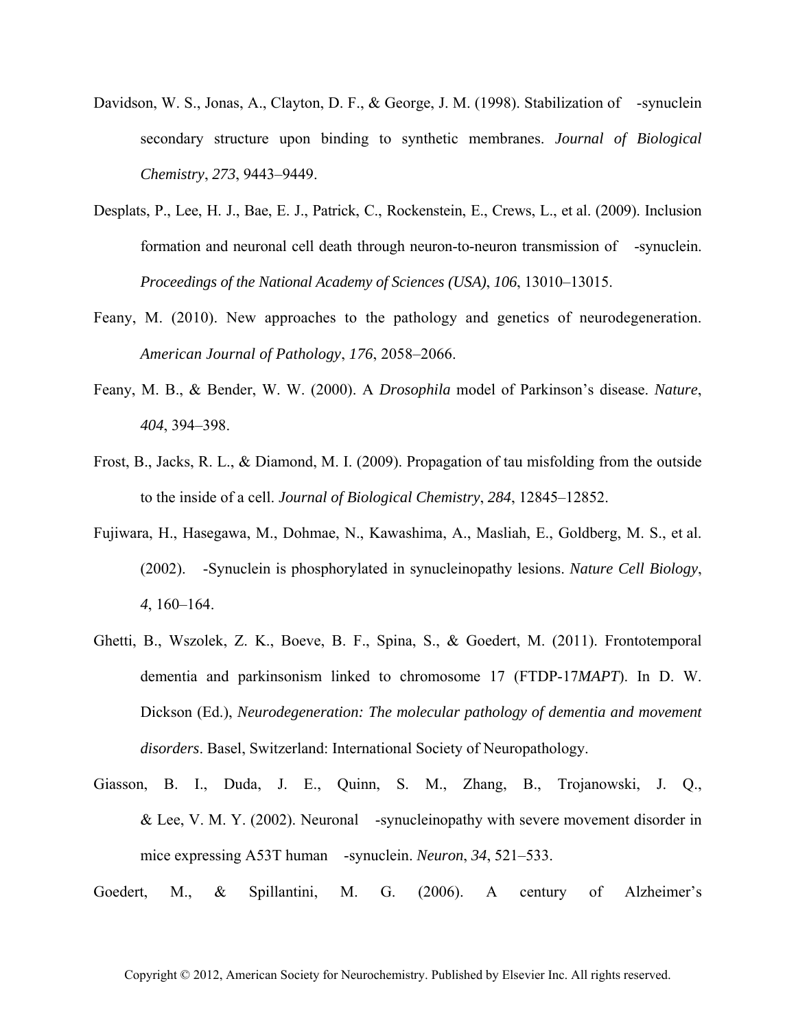Davidson, W. S., Jonas, A., Clayton, D. F., & George, J. M. (1998). Stabilization of  -synuclein secondary structure upon binding to synthetic membranes. *Journal of Biological Chemistry*, *273*, 9443–9449.

Desplats, P., Lee, H. J., Bae, E. J., Patrick, C., Rockenstein, E., Crews, L., et al. (2009). Inclusion formation and neuronal cell death through neuron-to-neuron transmission of  -synuclein. *Proceedings of the National Academy of Sciences (USA)*, *106*, 13010–13015.

Feany, M. (2010). New approaches to the pathology and genetics of neurodegeneration. *American Journal of Pathology*, *176*, 2058–2066.

Feany, M. B., & Bender, W. W. (2000). A *Drosophila* model of Parkinson's disease. *Nature*, *404*, 394–398.

Frost, B., Jacks, R. L., & Diamond, M. I. (2009). Propagation of tau misfolding from the outside to the inside of a cell. *Journal of Biological Chemistry*, *284*, 12845–12852.

Fujiwara, H., Hasegawa, M., Dohmae, N., Kawashima, A., Masliah, E., Goldberg, M. S., et al. (2002).  -Synuclein is phosphorylated in synucleinopathy lesions. *Nature Cell Biology*, *4*, 160–164.

Ghetti, B., Wszolek, Z. K., Boeve, B. F., Spina, S., & Goedert, M. (2011). Frontotemporal dementia and parkinsonism linked to chromosome 17 (FTDP-17*MAPT*). In D. W. Dickson (Ed.), *Neurodegeneration: The molecular pathology of dementia and movement disorders*. Basel, Switzerland: International Society of Neuropathology.

Giasson, B. I., Duda, J. E., Quinn, S. M., Zhang, B., Trojanowski, J. Q., & Lee, V. M. Y. (2002). Neuronal  -synucleinopathy with severe movement disorder in mice expressing A53T human  -synuclein. *Neuron*, *34*, 521–533.

Goedert, M., & Spillantini, M. G. (2006). A century of Alzheimer's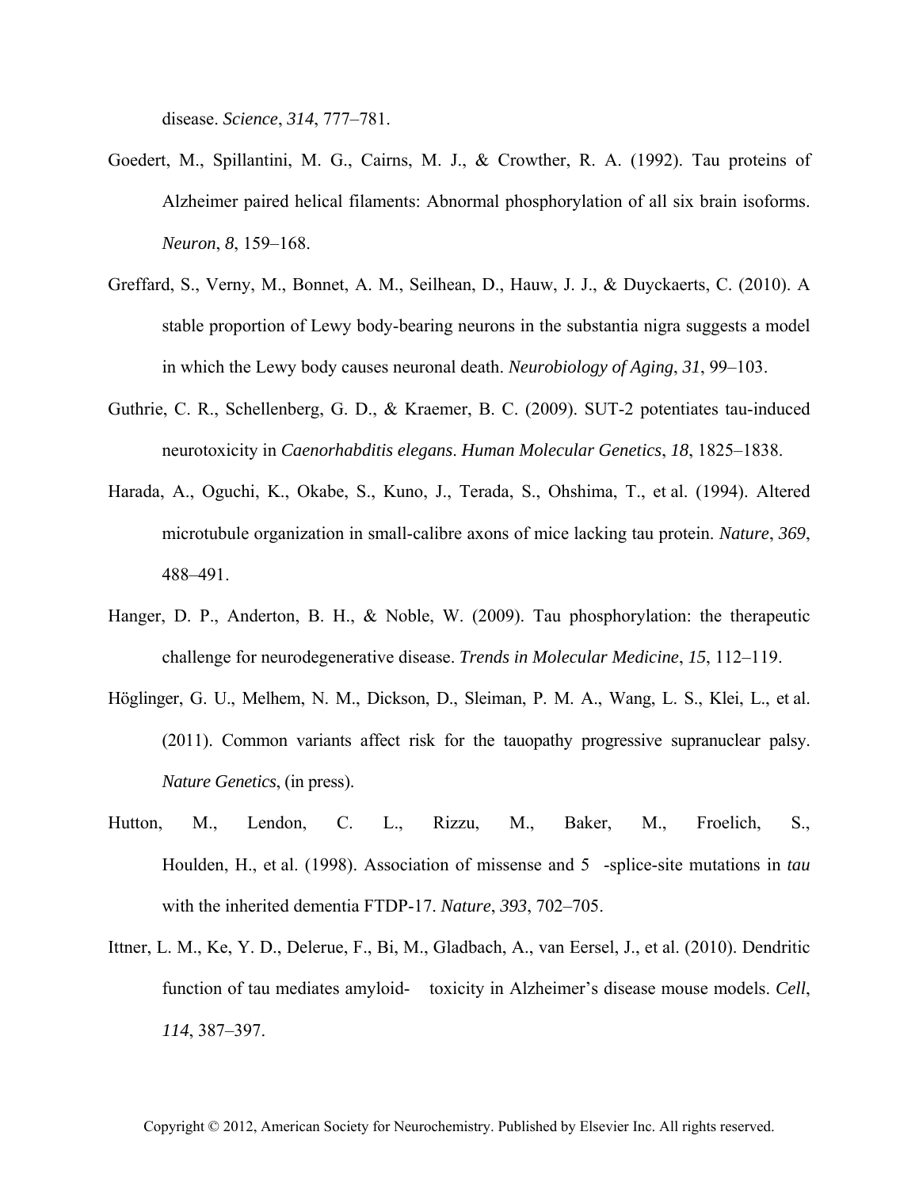disease. *Science*, *314*, 777–781.

Goedert, M., Spillantini, M. G., Cairns, M. J., & Crowther, R. A. (1992). Tau proteins of Alzheimer paired helical filaments: Abnormal phosphorylation of all six brain isoforms. *Neuron*, *8*, 159–168.

Greffard, S., Verny, M., Bonnet, A. M., Seilhean, D., Hauw, J. J., & Duyckaerts, C. (2010). A stable proportion of Lewy body-bearing neurons in the substantia nigra suggests a model in which the Lewy body causes neuronal death. *Neurobiology of Aging*, *31*, 99–103.

Guthrie, C. R., Schellenberg, G. D., & Kraemer, B. C. (2009). SUT-2 potentiates tau-induced neurotoxicity in *Caenorhabditis elegans*. *Human Molecular Genetics*, *18*, 1825–1838.

Harada, A., Oguchi, K., Okabe, S., Kuno, J., Terada, S., Ohshima, T., et al. (1994). Altered microtubule organization in small-calibre axons of mice lacking tau protein. *Nature*, *369*, 488–491.

Hanger, D. P., Anderton, B. H., & Noble, W. (2009). Tau phosphorylation: the therapeutic challenge for neurodegenerative disease. *Trends in Molecular Medicine*, *15*, 112–119.

Höglinger, G. U., Melhem, N. M., Dickson, D., Sleiman, P. M. A., Wang, L. S., Klei, L., et al. (2011). Common variants affect risk for the tauopathy progressive supranuclear palsy. *Nature Genetics*, (in press).

Hutton, M., Lendon, C. L., Rizzu, M., Baker, M., Froelich, S., Houlden, H., et al. (1998). Association of missense and 5 -splice-site mutations in *tau* with the inherited dementia FTDP-17. *Nature*, *393*, 702–705.

Ittner, L. M., Ke, Y. D., Delerue, F., Bi, M., Gladbach, A., van Eersel, J., et al. (2010). Dendritic function of tau mediates amyloid- toxicity in Alzheimer's disease mouse models. *Cell*, *114*, 387–397.

Copyright © 2012, American Society for Neurochemistry. Published by Elsevier Inc. All rights reserved.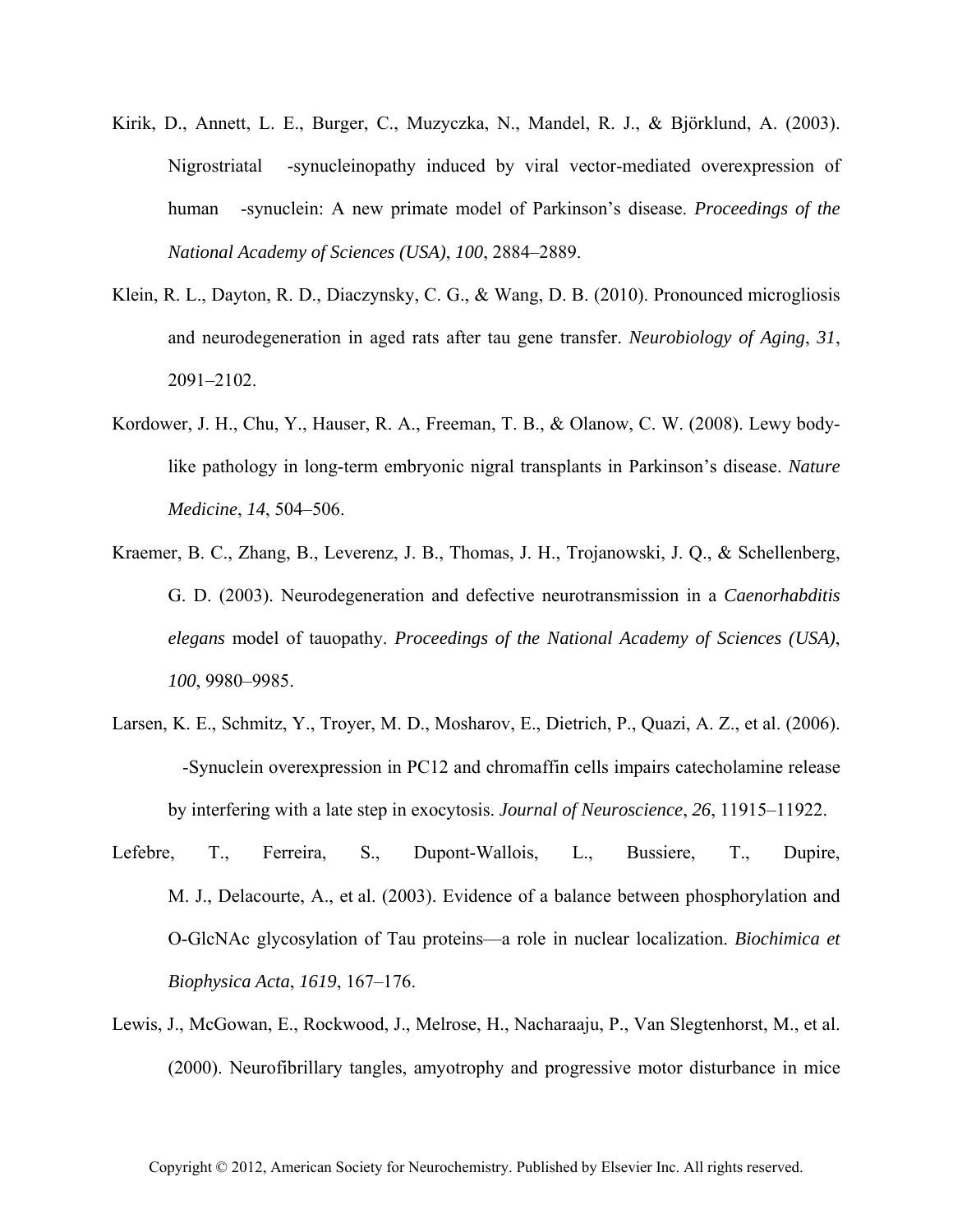Kirik, D., Annett, L. E., Burger, C., Muzyczka, N., Mandel, R. J., & Björklund, A. (2003). Nigrostriatal -synucleinopathy induced by viral vector-mediated overexpression of human -synuclein: A new primate model of Parkinson's disease. *Proceedings of the National Academy of Sciences (USA)*, *100*, 2884–2889.

Klein, R. L., Dayton, R. D., Diaczynsky, C. G., & Wang, D. B. (2010). Pronounced microgliosis and neurodegeneration in aged rats after tau gene transfer. *Neurobiology of Aging*, *31*, 2091–2102.

Kordower, J. H., Chu, Y., Hauser, R. A., Freeman, T. B., & Olanow, C. W. (2008). Lewy body-like pathology in long-term embryonic nigral transplants in Parkinson's disease. *Nature Medicine*, *14*, 504–506.

Kraemer, B. C., Zhang, B., Leverenz, J. B., Thomas, J. H., Trojanowski, J. Q., & Schellenberg, G. D. (2003). Neurodegeneration and defective neurotransmission in a *Caenorhabditis elegans* model of tauopathy. *Proceedings of the National Academy of Sciences (USA)*, *100*, 9980–9985.

Larsen, K. E., Schmitz, Y., Troyer, M. D., Mosharov, E., Dietrich, P., Quazi, A. Z., et al. (2006). -Synuclein overexpression in PC12 and chromaffin cells impairs catecholamine release by interfering with a late step in exocytosis. *Journal of Neuroscience*, *26*, 11915–11922.

Lefebre, T., Ferreira, S., Dupont-Wallois, L., Bussiere, T., Dupire, M. J., Delacourte, A., et al. (2003). Evidence of a balance between phosphorylation and O-GlcNAc glycosylation of Tau proteins—a role in nuclear localization. *Biochimica et Biophysica Acta*, *1619*, 167–176.

Lewis, J., McGowan, E., Rockwood, J., Melrose, H., Nacharaaju, P., Van Slegtenhorst, M., et al. (2000). Neurofibrillary tangles, amyotrophy and progressive motor disturbance in mice

Copyright © 2012, American Society for Neurochemistry. Published by Elsevier Inc. All rights reserved.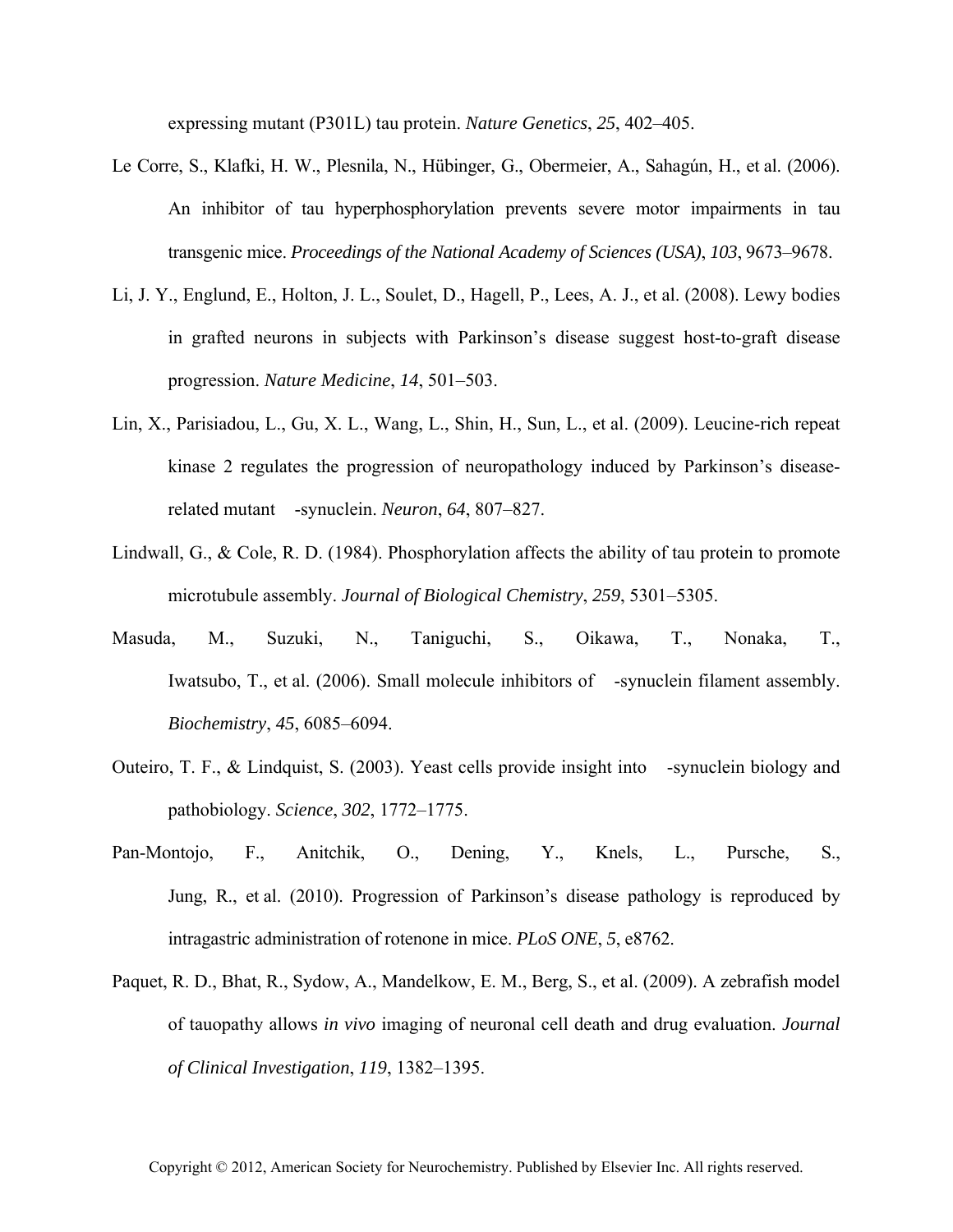expressing mutant (P301L) tau protein. *Nature Genetics*, *25*, 402–405.

Le Corre, S., Klafki, H. W., Plesnila, N., Hübinger, G., Obermeier, A., Sahagún, H., et al. (2006). An inhibitor of tau hyperphosphorylation prevents severe motor impairments in tau transgenic mice. *Proceedings of the National Academy of Sciences (USA)*, *103*, 9673–9678.

Li, J. Y., Englund, E., Holton, J. L., Soulet, D., Hagell, P., Lees, A. J., et al. (2008). Lewy bodies in grafted neurons in subjects with Parkinson's disease suggest host-to-graft disease progression. *Nature Medicine*, *14*, 501–503.

Lin, X., Parisiadou, L., Gu, X. L., Wang, L., Shin, H., Sun, L., et al. (2009). Leucine-rich repeat kinase 2 regulates the progression of neuropathology induced by Parkinson's disease-related mutant -synuclein. *Neuron*, *64*, 807–827.

Lindwall, G., & Cole, R. D. (1984). Phosphorylation affects the ability of tau protein to promote microtubule assembly. *Journal of Biological Chemistry*, *259*, 5301–5305.

Masuda, M., Suzuki, N., Taniguchi, S., Oikawa, T., Nonaka, T., Iwatsubo, T., et al. (2006). Small molecule inhibitors of -synuclein filament assembly. *Biochemistry*, *45*, 6085–6094.

Outeiro, T. F., & Lindquist, S. (2003). Yeast cells provide insight into -synuclein biology and pathobiology. *Science*, *302*, 1772–1775.

Pan-Montojo, F., Anitchik, O., Dening, Y., Knels, L., Pursche, S., Jung, R., et al. (2010). Progression of Parkinson's disease pathology is reproduced by intragastric administration of rotenone in mice. *PLoS ONE*, *5*, e8762.

Paquet, R. D., Bhat, R., Sydow, A., Mandelkow, E. M., Berg, S., et al. (2009). A zebrafish model of tauopathy allows *in vivo* imaging of neuronal cell death and drug evaluation. *Journal of Clinical Investigation*, *119*, 1382–1395.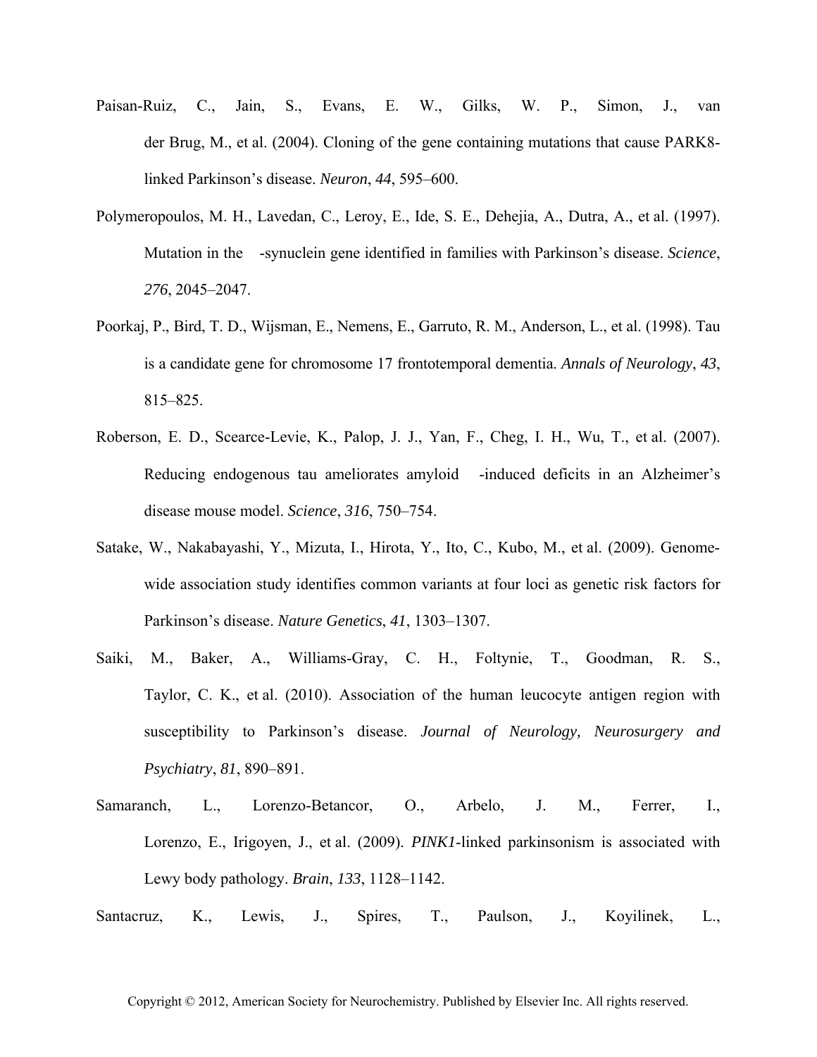Paisan-Ruiz, C., Jain, S., Evans, E. W., Gilks, W. P., Simon, J., van der Brug, M., et al. (2004). Cloning of the gene containing mutations that cause PARK8-linked Parkinson's disease. *Neuron*, *44*, 595–600.

Polymeropoulos, M. H., Lavedan, C., Leroy, E., Ide, S. E., Dehejia, A., Dutra, A., et al. (1997). Mutation in the -synuclein gene identified in families with Parkinson's disease. *Science*, *276*, 2045–2047.

Poorkaj, P., Bird, T. D., Wijsman, E., Nemens, E., Garruto, R. M., Anderson, L., et al. (1998). Tau is a candidate gene for chromosome 17 frontotemporal dementia. *Annals of Neurology*, *43*, 815–825.

Roberson, E. D., Scearce-Levie, K., Palop, J. J., Yan, F., Cheg, I. H., Wu, T., et al. (2007). Reducing endogenous tau ameliorates amyloid -induced deficits in an Alzheimer's disease mouse model. *Science*, *316*, 750–754.

Satake, W., Nakabayashi, Y., Mizuta, I., Hirota, Y., Ito, C., Kubo, M., et al. (2009). Genome-wide association study identifies common variants at four loci as genetic risk factors for Parkinson's disease. *Nature Genetics*, *41*, 1303–1307.

Saiki, M., Baker, A., Williams-Gray, C. H., Foltynie, T., Goodman, R. S., Taylor, C. K., et al. (2010). Association of the human leucocyte antigen region with susceptibility to Parkinson's disease. *Journal of Neurology, Neurosurgery and Psychiatry*, *81*, 890–891.

Samaranch, L., Lorenzo-Betancor, O., Arbelo, J. M., Ferrer, I., Lorenzo, E., Irigoyen, J., et al. (2009). *PINK1*-linked parkinsonism is associated with Lewy body pathology. *Brain*, *133*, 1128–1142.

Santacruz, K., Lewis, J., Spires, T., Paulson, J., Koyilinek, L.,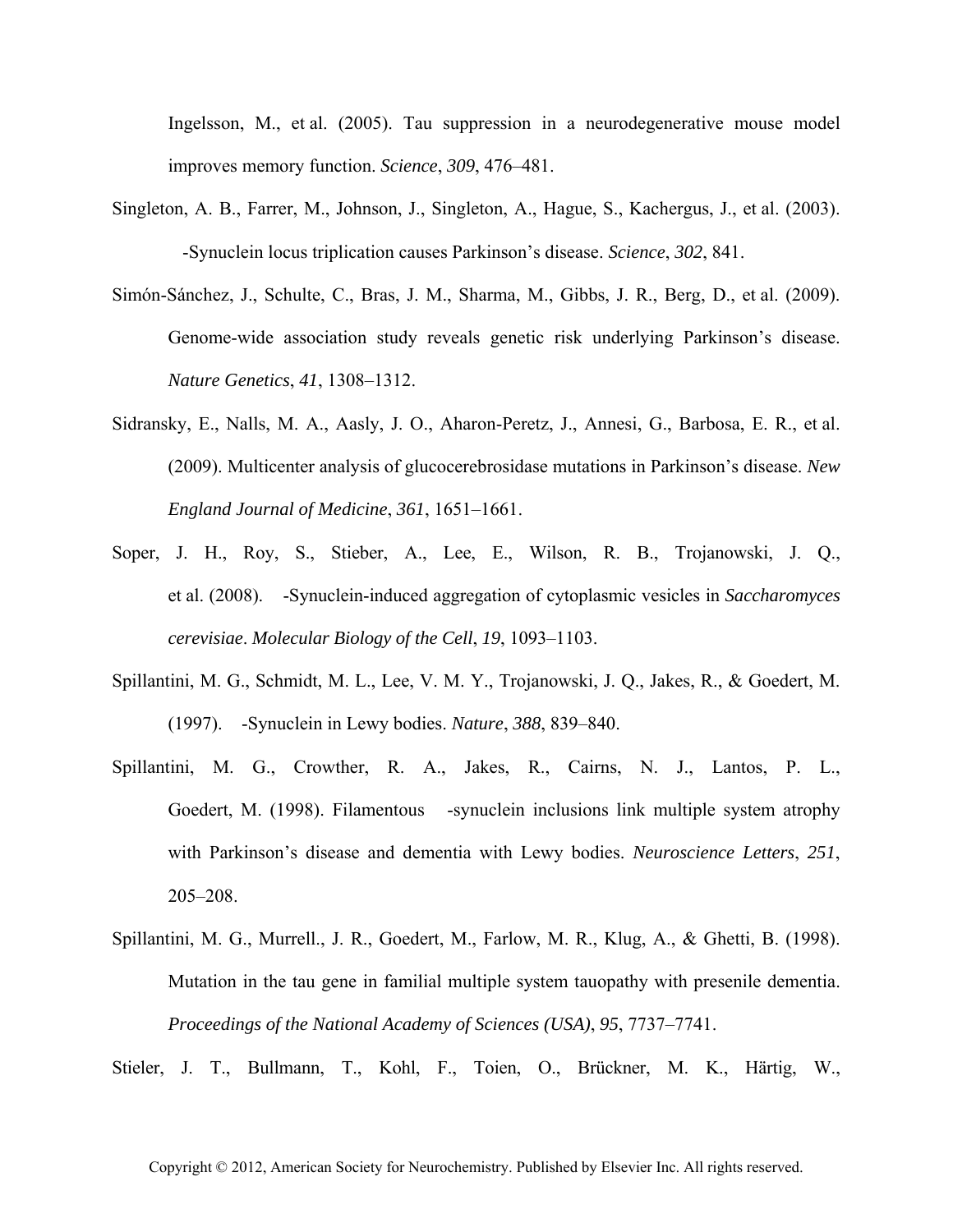Ingelsson, M., et al. (2005). Tau suppression in a neurodegenerative mouse model improves memory function. *Science*, *309*, 476–481.

Singleton, A. B., Farrer, M., Johnson, J., Singleton, A., Hague, S., Kachergus, J., et al. (2003). -Synuclein locus triplication causes Parkinson's disease. *Science*, *302*, 841.

Simón-Sánchez, J., Schulte, C., Bras, J. M., Sharma, M., Gibbs, J. R., Berg, D., et al. (2009). Genome-wide association study reveals genetic risk underlying Parkinson's disease. *Nature Genetics*, *41*, 1308–1312.

Sidransky, E., Nalls, M. A., Aasly, J. O., Aharon-Peretz, J., Annesi, G., Barbosa, E. R., et al. (2009). Multicenter analysis of glucocerebrosidase mutations in Parkinson's disease. *New England Journal of Medicine*, *361*, 1651–1661.

Soper, J. H., Roy, S., Stieber, A., Lee, E., Wilson, R. B., Trojanowski, J. Q., et al. (2008). -Synuclein-induced aggregation of cytoplasmic vesicles in *Saccharomyces cerevisiae*. *Molecular Biology of the Cell*, *19*, 1093–1103.

Spillantini, M. G., Schmidt, M. L., Lee, V. M. Y., Trojanowski, J. Q., Jakes, R., & Goedert, M. (1997). -Synuclein in Lewy bodies. *Nature*, *388*, 839–840.

Spillantini, M. G., Crowther, R. A., Jakes, R., Cairns, N. J., Lantos, P. L., Goedert, M. (1998). Filamentous -synuclein inclusions link multiple system atrophy with Parkinson's disease and dementia with Lewy bodies. *Neuroscience Letters*, *251*, 205–208.

Spillantini, M. G., Murrell., J. R., Goedert, M., Farlow, M. R., Klug, A., & Ghetti, B. (1998). Mutation in the tau gene in familial multiple system tauopathy with presenile dementia. *Proceedings of the National Academy of Sciences (USA)*, *95*, 7737–7741.

Stieler, J. T., Bullmann, T., Kohl, F., Toien, O., Brückner, M. K., Härtig, W.,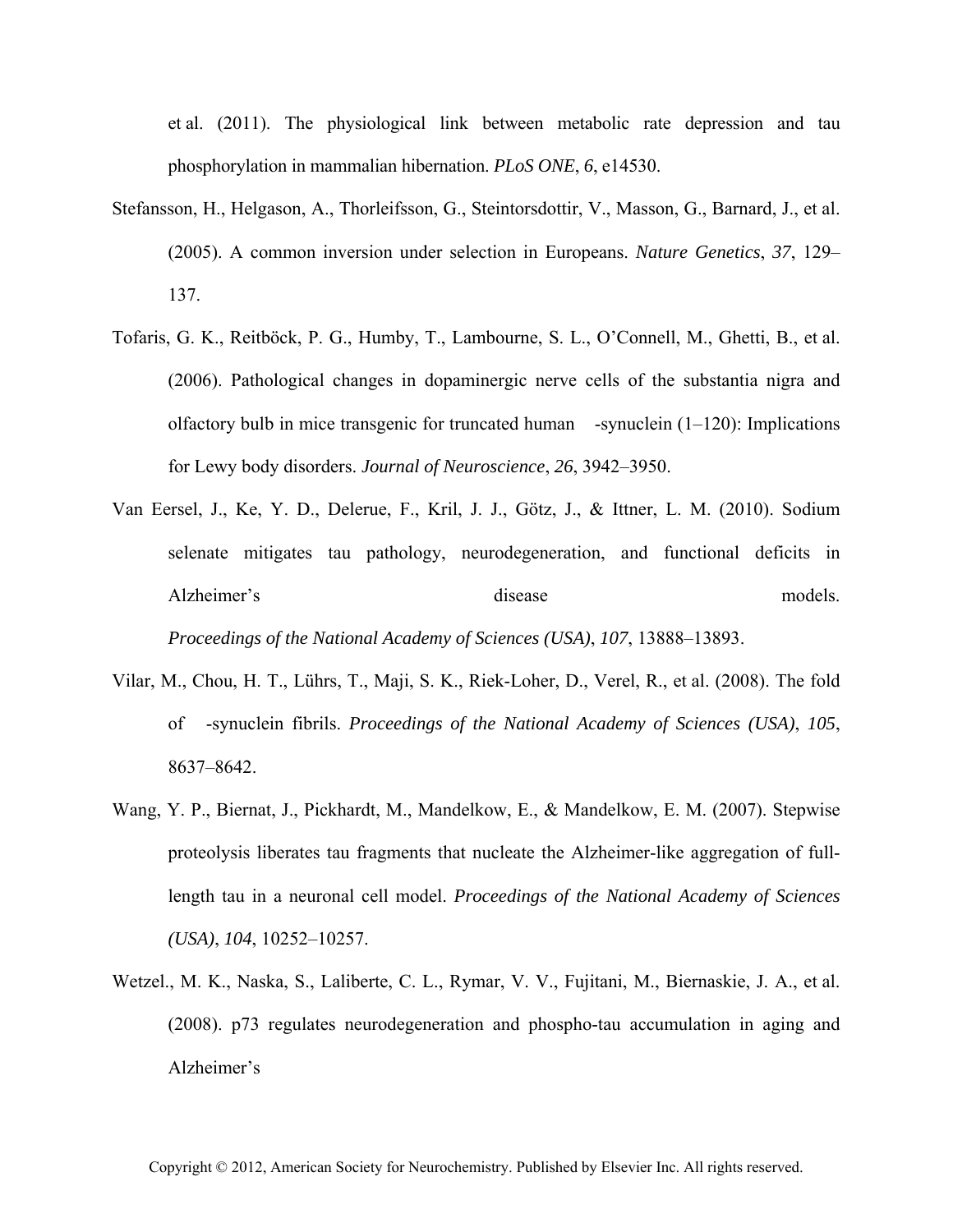et al. (2011). The physiological link between metabolic rate depression and tau phosphorylation in mammalian hibernation. *PLoS ONE*, *6*, e14530.

Stefansson, H., Helgason, A., Thorleifsson, G., Steintorsdottir, V., Masson, G., Barnard, J., et al. (2005). A common inversion under selection in Europeans. *Nature Genetics*, *37*, 129–137.

Tofaris, G. K., Reitböck, P. G., Humby, T., Lambourne, S. L., O'Connell, M., Ghetti, B., et al. (2006). Pathological changes in dopaminergic nerve cells of the substantia nigra and olfactory bulb in mice transgenic for truncated human -synuclein (1–120): Implications for Lewy body disorders. *Journal of Neuroscience*, *26*, 3942–3950.

Van Eersel, J., Ke, Y. D., Delerue, F., Kril, J. J., Götz, J., & Ittner, L. M. (2010). Sodium selenate mitigates tau pathology, neurodegeneration, and functional deficits in Alzheimer's disease models. *Proceedings of the National Academy of Sciences (USA)*, *107*, 13888–13893.

Vilar, M., Chou, H. T., Lührs, T., Maji, S. K., Riek-Loher, D., Verel, R., et al. (2008). The fold of -synuclein fibrils. *Proceedings of the National Academy of Sciences (USA)*, *105*, 8637–8642.

Wang, Y. P., Biernat, J., Pickhardt, M., Mandelkow, E., & Mandelkow, E. M. (2007). Stepwise proteolysis liberates tau fragments that nucleate the Alzheimer-like aggregation of full-length tau in a neuronal cell model. *Proceedings of the National Academy of Sciences (USA)*, *104*, 10252–10257.

Wetzel., M. K., Naska, S., Laliberte, C. L., Rymar, V. V., Fujitani, M., Biernaskie, J. A., et al. (2008). p73 regulates neurodegeneration and phospho-tau accumulation in aging and Alzheimer's

Copyright © 2012, American Society for Neurochemistry. Published by Elsevier Inc. All rights reserved.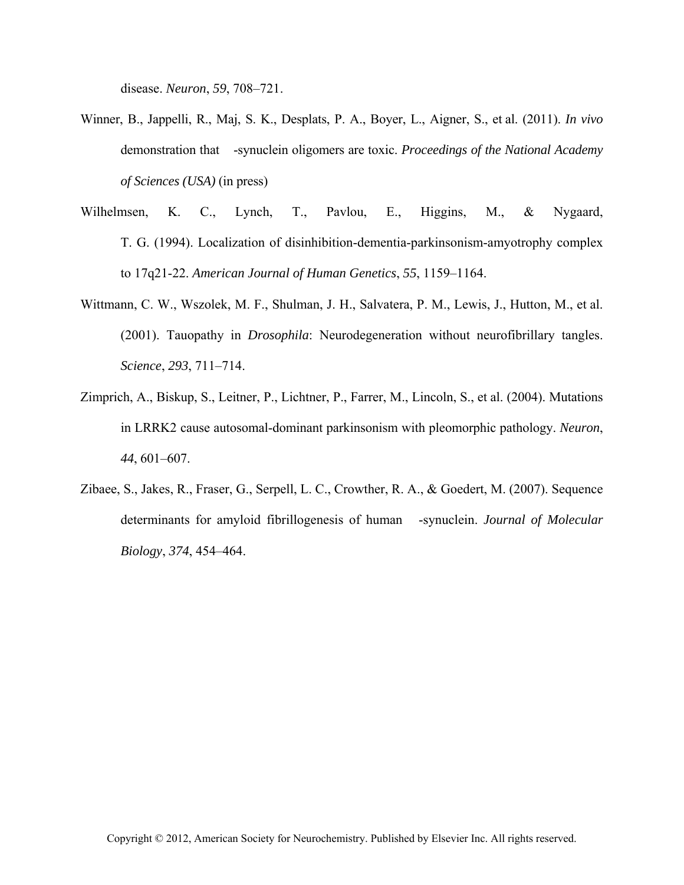disease. *Neuron*, *59*, 708–721.

Winner, B., Jappelli, R., Maj, S. K., Desplats, P. A., Boyer, L., Aigner, S., et al. (2011). *In vivo* demonstration that -synuclein oligomers are toxic. *Proceedings of the National Academy of Sciences (USA)* (in press)

Wilhelmsen, K. C., Lynch, T., Pavlou, E., Higgins, M., & Nygaard, T. G. (1994). Localization of disinhibition-dementia-parkinsonism-amyotrophy complex to 17q21-22. *American Journal of Human Genetics*, *55*, 1159–1164.

Wittmann, C. W., Wszolek, M. F., Shulman, J. H., Salvatera, P. M., Lewis, J., Hutton, M., et al. (2001). Tauopathy in *Drosophila*: Neurodegeneration without neurofibrillary tangles. *Science*, *293*, 711–714.

Zimprich, A., Biskup, S., Leitner, P., Lichtner, P., Farrer, M., Lincoln, S., et al. (2004). Mutations in LRRK2 cause autosomal-dominant parkinsonism with pleomorphic pathology. *Neuron*, *44*, 601–607.

Zibaee, S., Jakes, R., Fraser, G., Serpell, L. C., Crowther, R. A., & Goedert, M. (2007). Sequence determinants for amyloid fibrillogenesis of human -synuclein. *Journal of Molecular Biology*, *374*, 454–464.

Copyright © 2012, American Society for Neurochemistry. Published by Elsevier Inc. All rights reserved.